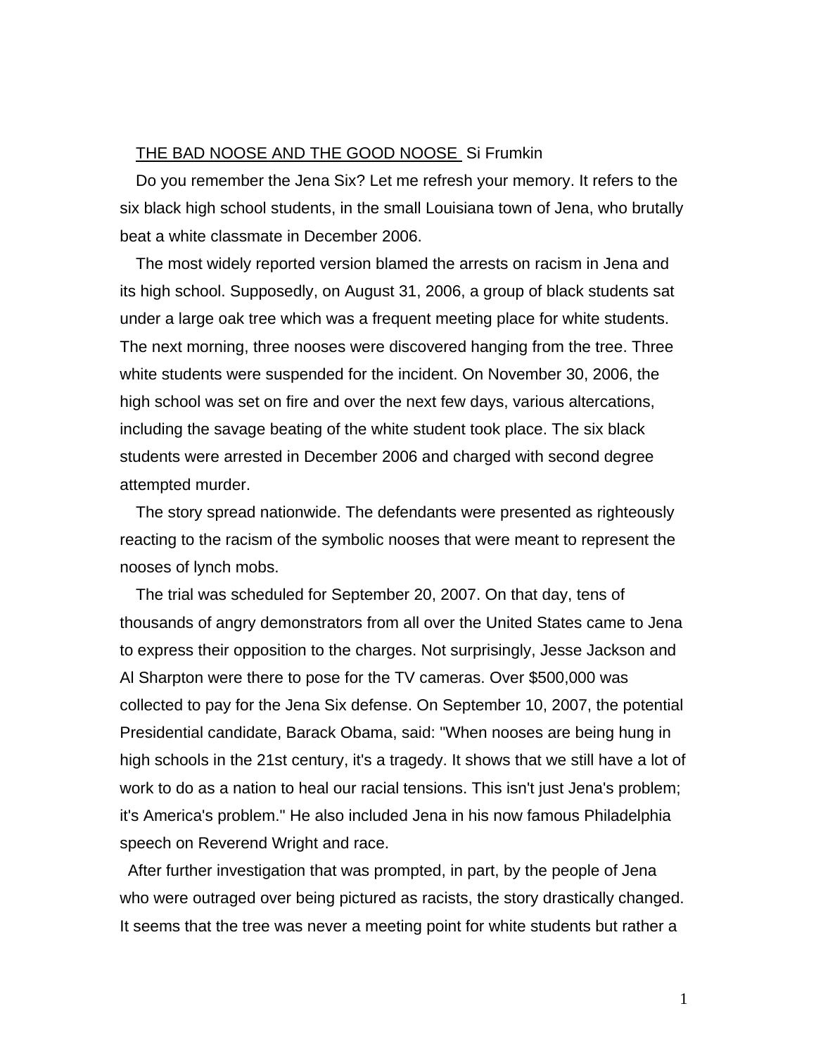THE BAD NOOSE AND THE GOOD NOOSE Si Frumkin

Do you remember the Jena Six? Let me refresh your memory. It refers to the six black high school students, in the small Louisiana town of Jena, who brutally beat a white classmate in December 2006.

The most widely reported version blamed the arrests on racism in Jena and its high school. Supposedly, on August 31, 2006, a group of black students sat under a large oak tree which was a frequent meeting place for white students. The next morning, three nooses were discovered hanging from the tree. Three white students were suspended for the incident. On November 30, 2006, the high school was set on fire and over the next few days, various altercations, including the savage beating of the white student took place. The six black students were arrested in December 2006 and charged with second degree attempted murder.

The story spread nationwide. The defendants were presented as righteously reacting to the racism of the symbolic nooses that were meant to represent the nooses of lynch mobs.

The trial was scheduled for September 20, 2007. On that day, tens of thousands of angry demonstrators from all over the United States came to Jena to express their opposition to the charges. Not surprisingly, Jesse Jackson and Al Sharpton were there to pose for the TV cameras. Over $500,000 was collected to pay for the Jena Six defense. On September 10, 2007, the potential Presidential candidate, Barack Obama, said: "When nooses are being hung in high schools in the 21st century, it's a tragedy. It shows that we still have a lot of work to do as a nation to heal our racial tensions. This isn't just Jena's problem; it's America's problem." He also included Jena in his now famous Philadelphia speech on Reverend Wright and race.

After further investigation that was prompted, in part, by the people of Jena who were outraged over being pictured as racists, the story drastically changed. It seems that the tree was never a meeting point for white students but rather a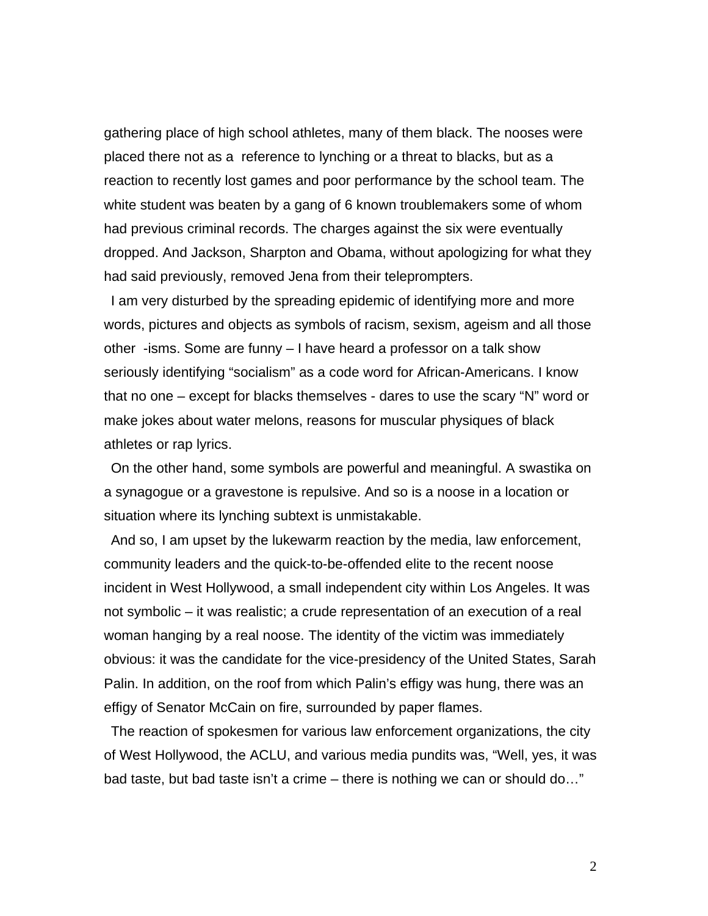gathering place of high school athletes, many of them black. The nooses were placed there not as a reference to lynching or a threat to blacks, but as a reaction to recently lost games and poor performance by the school team. The white student was beaten by a gang of 6 known troublemakers some of whom had previous criminal records. The charges against the six were eventually dropped. And Jackson, Sharpton and Obama, without apologizing for what they had said previously, removed Jena from their teleprompters.

I am very disturbed by the spreading epidemic of identifying more and more words, pictures and objects as symbols of racism, sexism, ageism and all those other -isms. Some are funny – I have heard a professor on a talk show seriously identifying "socialism" as a code word for African-Americans. I know that no one – except for blacks themselves - dares to use the scary "N" word or make jokes about water melons, reasons for muscular physiques of black athletes or rap lyrics.

On the other hand, some symbols are powerful and meaningful. A swastika on a synagogue or a gravestone is repulsive. And so is a noose in a location or situation where its lynching subtext is unmistakable.

And so, I am upset by the lukewarm reaction by the media, law enforcement, community leaders and the quick-to-be-offended elite to the recent noose incident in West Hollywood, a small independent city within Los Angeles. It was not symbolic – it was realistic; a crude representation of an execution of a real woman hanging by a real noose. The identity of the victim was immediately obvious: it was the candidate for the vice-presidency of the United States, Sarah Palin. In addition, on the roof from which Palin's effigy was hung, there was an effigy of Senator McCain on fire, surrounded by paper flames.

The reaction of spokesmen for various law enforcement organizations, the city of West Hollywood, the ACLU, and various media pundits was, "Well, yes, it was bad taste, but bad taste isn't a crime – there is nothing we can or should do…"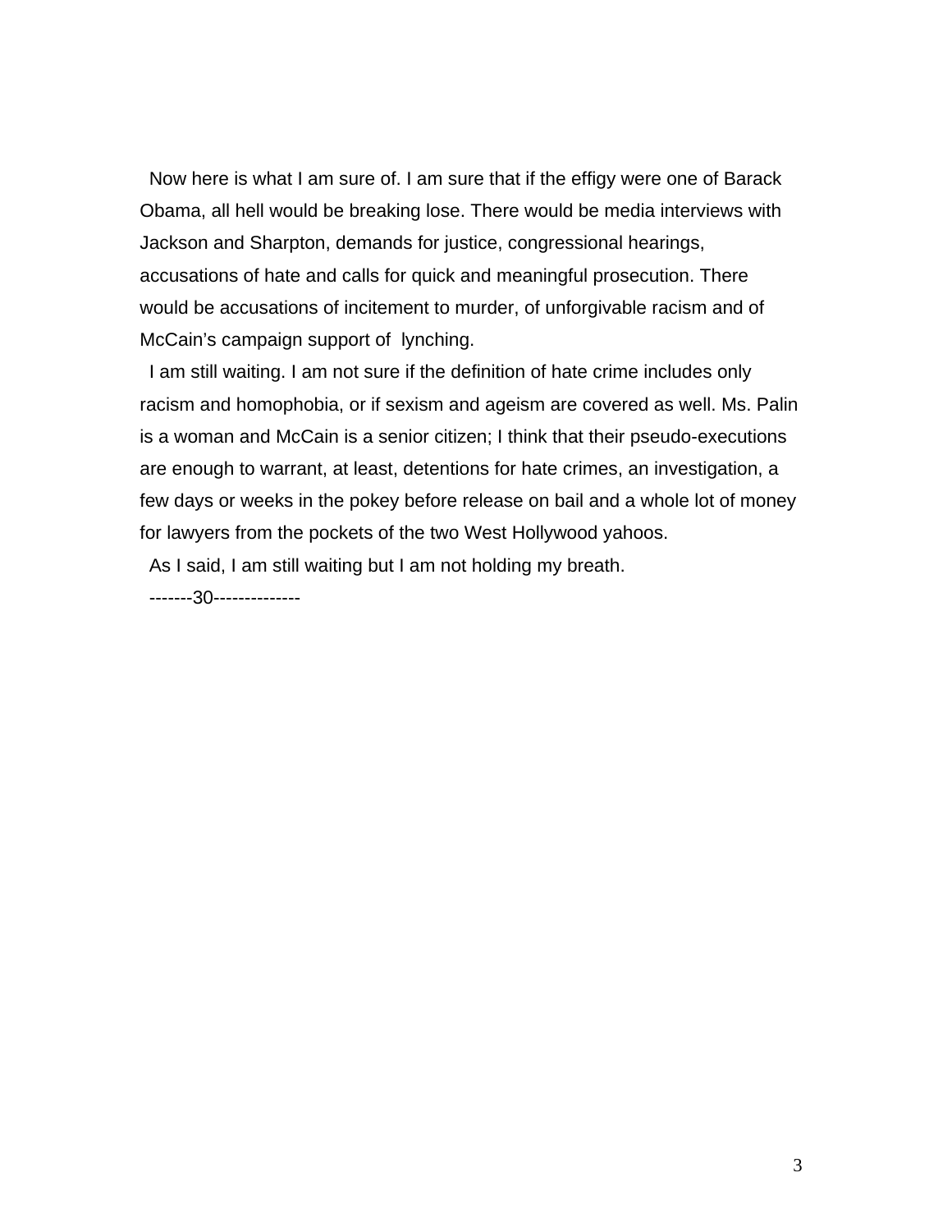Now here is what I am sure of. I am sure that if the effigy were one of Barack Obama, all hell would be breaking lose. There would be media interviews with Jackson and Sharpton, demands for justice, congressional hearings, accusations of hate and calls for quick and meaningful prosecution. There would be accusations of incitement to murder, of unforgivable racism and of McCain's campaign support of lynching.

I am still waiting. I am not sure if the definition of hate crime includes only racism and homophobia, or if sexism and ageism are covered as well. Ms. Palin is a woman and McCain is a senior citizen; I think that their pseudo-executions are enough to warrant, at least, detentions for hate crimes, an investigation, a few days or weeks in the pokey before release on bail and a whole lot of money for lawyers from the pockets of the two West Hollywood yahoos.

As I said, I am still waiting but I am not holding my breath.

-------30--------------